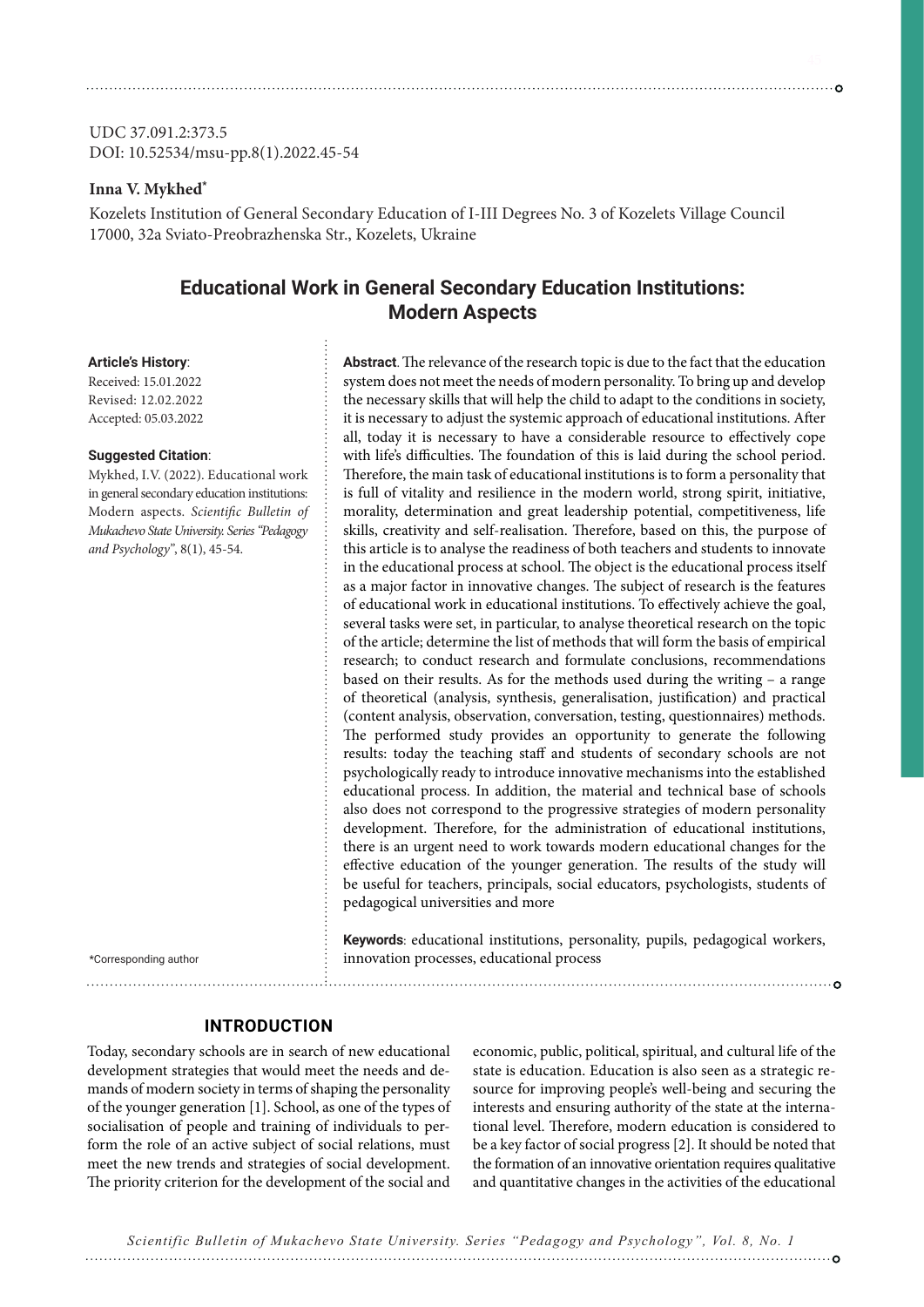UDC 37.091.2:373.5
DOI: 10.52534/msu-pp.8(1).2022.45-54

**Inna V. Mykhed***

Kozelets Institution of General Secondary Education of I-III Degrees No. 3 of Kozelets Village Council
17000, 32a Sviato-Preobrazhenska Str., Kozelets, Ukraine

# Educational Work in General Secondary Education Institutions: Modern Aspects

**Article's History**:
Received: 15.01.2022
Revised: 12.02.2022
Accepted: 05.03.2022

**Suggested Citation**:
Mykhed, I.V. (2022). Educational work in general secondary education institutions: Modern aspects. *Scientific Bulletin of Mukachevo State University. Series "Pedagogy and Psychology"*, 8(1), 45-54.

**Abstract**. The relevance of the research topic is due to the fact that the education system does not meet the needs of modern personality. To bring up and develop the necessary skills that will help the child to adapt to the conditions in society, it is necessary to adjust the systemic approach of educational institutions. After all, today it is necessary to have a considerable resource to effectively cope with life's difficulties. The foundation of this is laid during the school period. Therefore, the main task of educational institutions is to form a personality that is full of vitality and resilience in the modern world, strong spirit, initiative, morality, determination and great leadership potential, competitiveness, life skills, creativity and self-realisation. Therefore, based on this, the purpose of this article is to analyse the readiness of both teachers and students to innovate in the educational process at school. The object is the educational process itself as a major factor in innovative changes. The subject of research is the features of educational work in educational institutions. To effectively achieve the goal, several tasks were set, in particular, to analyse theoretical research on the topic of the article; determine the list of methods that will form the basis of empirical research; to conduct research and formulate conclusions, recommendations based on their results. As for the methods used during the writing – a range of theoretical (analysis, synthesis, generalisation, justification) and practical (content analysis, observation, conversation, testing, questionnaires) methods. The performed study provides an opportunity to generate the following results: today the teaching staff and students of secondary schools are not psychologically ready to introduce innovative mechanisms into the established educational process. In addition, the material and technical base of schools also does not correspond to the progressive strategies of modern personality development. Therefore, for the administration of educational institutions, there is an urgent need to work towards modern educational changes for the effective education of the younger generation. The results of the study will be useful for teachers, principals, social educators, psychologists, students of pedagogical universities and more

**Keywords**: educational institutions, personality, pupils, pedagogical workers, innovation processes, educational process

*Corresponding author

## INTRODUCTION

Today, secondary schools are in search of new educational development strategies that would meet the needs and demands of modern society in terms of shaping the personality of the younger generation [1]. School, as one of the types of socialisation of people and training of individuals to perform the role of an active subject of social relations, must meet the new trends and strategies of social development. The priority criterion for the development of the social and economic, public, political, spiritual, and cultural life of the state is education. Education is also seen as a strategic resource for improving people's well-being and securing the interests and ensuring authority of the state at the international level. Therefore, modern education is considered to be a key factor of social progress [2]. It should be noted that the formation of an innovative orientation requires qualitative and quantitative changes in the activities of the educational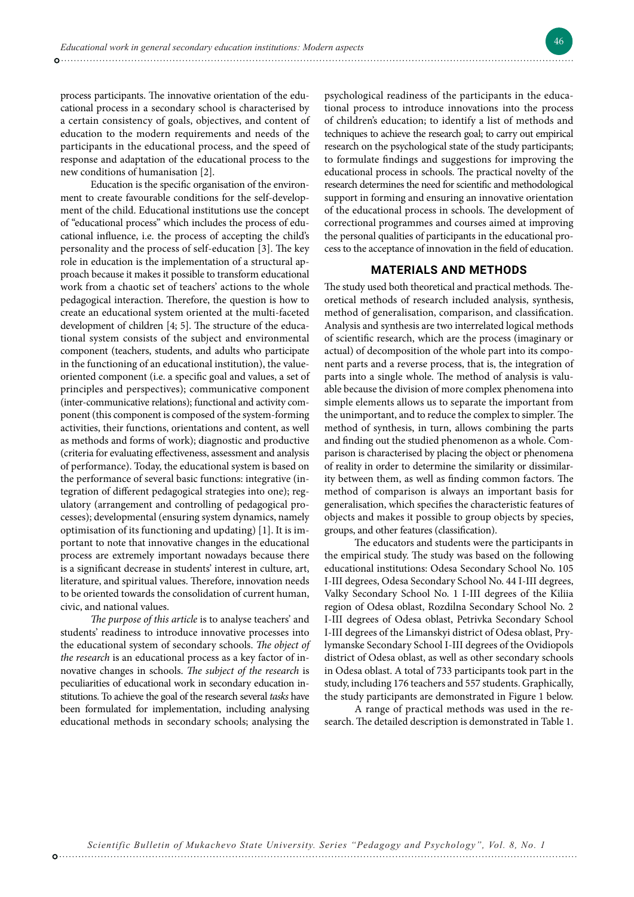process participants. The innovative orientation of the educational process in a secondary school is characterised by a certain consistency of goals, objectives, and content of education to the modern requirements and needs of the participants in the educational process, and the speed of response and adaptation of the educational process to the new conditions of humanisation [2].

Education is the specific organisation of the environment to create favourable conditions for the self-development of the child. Educational institutions use the concept of "educational process" which includes the process of educational influence, i.e. the process of accepting the child's personality and the process of self-education [3]. The key role in education is the implementation of a structural approach because it makes it possible to transform educational work from a chaotic set of teachers' actions to the whole pedagogical interaction. Therefore, the question is how to create an educational system oriented at the multi-faceted development of children [4; 5]. The structure of the educational system consists of the subject and environmental component (teachers, students, and adults who participate in the functioning of an educational institution), the value-oriented component (i.e. a specific goal and values, a set of principles and perspectives); communicative component (inter-communicative relations); functional and activity component (this component is composed of the system-forming activities, their functions, orientations and content, as well as methods and forms of work); diagnostic and productive (criteria for evaluating effectiveness, assessment and analysis of performance). Today, the educational system is based on the performance of several basic functions: integrative (integration of different pedagogical strategies into one); regulatory (arrangement and controlling of pedagogical processes); developmental (ensuring system dynamics, namely optimisation of its functioning and updating) [1]. It is important to note that innovative changes in the educational process are extremely important nowadays because there is a significant decrease in students' interest in culture, art, literature, and spiritual values. Therefore, innovation needs to be oriented towards the consolidation of current human, civic, and national values.

*The purpose of this article* is to analyse teachers' and students' readiness to introduce innovative processes into the educational system of secondary schools. *The object of the research* is an educational process as a key factor of innovative changes in schools. *The subject of the research* is peculiarities of educational work in secondary education institutions. To achieve the goal of the research several *tasks* have been formulated for implementation, including analysing educational methods in secondary schools; analysing the psychological readiness of the participants in the educational process to introduce innovations into the process of children's education; to identify a list of methods and techniques to achieve the research goal; to carry out empirical research on the psychological state of the study participants; to formulate findings and suggestions for improving the educational process in schools. The practical novelty of the research determines the need for scientific and methodological support in forming and ensuring an innovative orientation of the educational process in schools. The development of correctional programmes and courses aimed at improving the personal qualities of participants in the educational process to the acceptance of innovation in the field of education.

## MATERIALS AND METHODS

The study used both theoretical and practical methods. Theoretical methods of research included analysis, synthesis, method of generalisation, comparison, and classification. Analysis and synthesis are two interrelated logical methods of scientific research, which are the process (imaginary or actual) of decomposition of the whole part into its component parts and a reverse process, that is, the integration of parts into a single whole. The method of analysis is valuable because the division of more complex phenomena into simple elements allows us to separate the important from the unimportant, and to reduce the complex to simpler. The method of synthesis, in turn, allows combining the parts and finding out the studied phenomenon as a whole. Comparison is characterised by placing the object or phenomena of reality in order to determine the similarity or dissimilarity between them, as well as finding common factors. The method of comparison is always an important basis for generalisation, which specifies the characteristic features of objects and makes it possible to group objects by species, groups, and other features (classification).

The educators and students were the participants in the empirical study. The study was based on the following educational institutions: Odesa Secondary School No. 105 I-III degrees, Odesa Secondary School No. 44 I-III degrees, Valky Secondary School No. 1 I-III degrees of the Kiliia region of Odesa oblast, Rozdilna Secondary School No. 2 I-III degrees of Odesa oblast, Petrivka Secondary School I-III degrees of the Limanskyi district of Odesa oblast, Prylymanske Secondary School I-III degrees of the Ovidiopols district of Odesa oblast, as well as other secondary schools in Odesa oblast. A total of 733 participants took part in the study, including 176 teachers and 557 students. Graphically, the study participants are demonstrated in Figure 1 below.

A range of practical methods was used in the research. The detailed description is demonstrated in Table 1.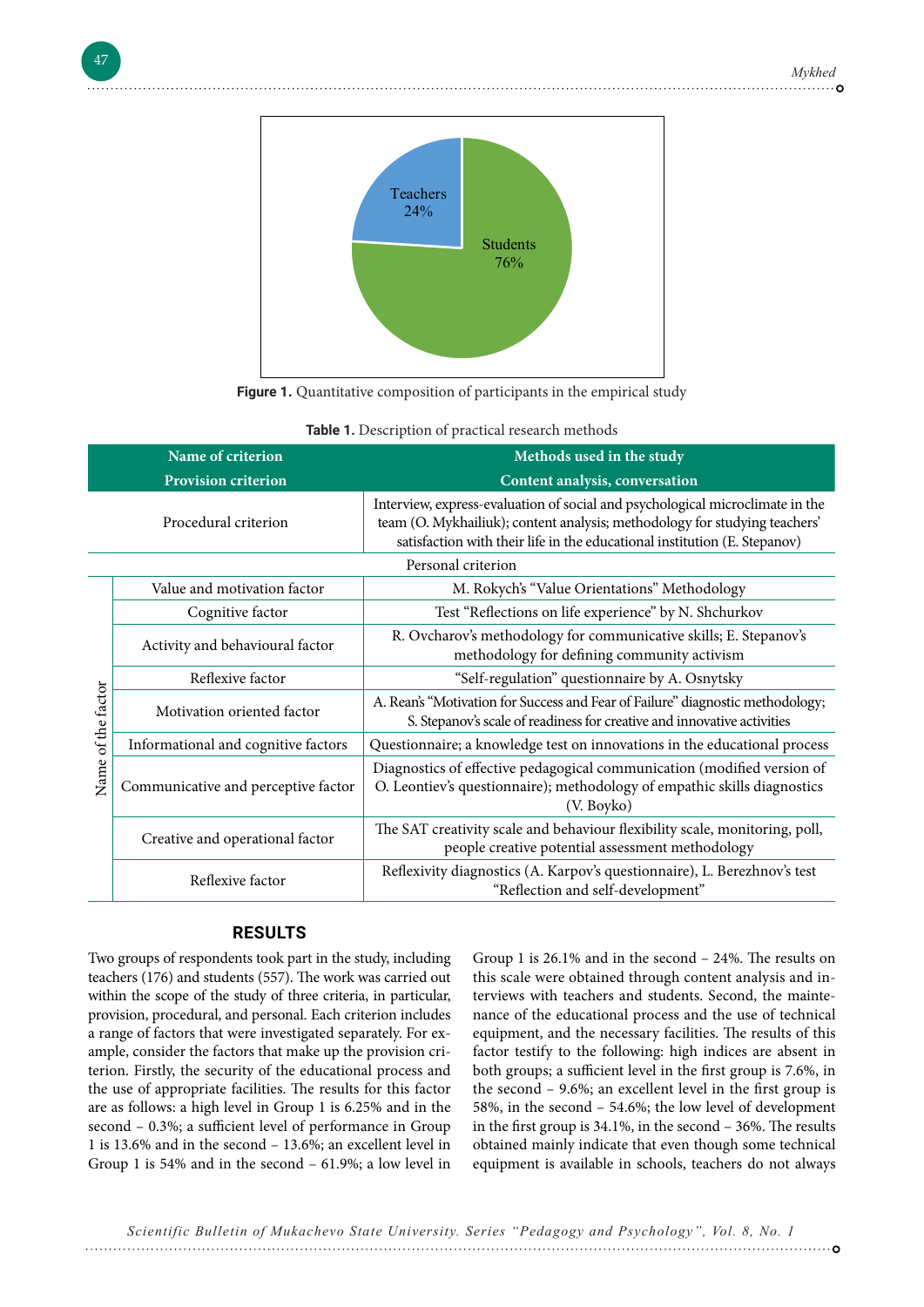Figure 1. Quantitative composition of participants in the empirical study

**Table 1.** Description of practical research methods

| Name of criterion | | Methods used in the study |
|---|---|---|
| Provision criterion | | Content analysis, conversation |
| Procedural criterion | | Interview, express-evaluation of social and psychological microclimate in the team (O. Mykhailiuk); content analysis; methodology for studying teachers' satisfaction with their life in the educational institution (E. Stepanov) |
| Personal criterion | | |
| Name of the factor | Value and motivation factor | M. Rokych's "Value Orientations" Methodology |
| | Cognitive factor | Test "Reflections on life experience" by N. Shchurkov |
| | Activity and behavioural factor | R. Ovcharov's methodology for communicative skills; E. Stepanov's methodology for defining community activism |
| | Reflexive factor | "Self-regulation" questionnaire by A. Osnytsky |
| | Motivation oriented factor | A. Rean's "Motivation for Success and Fear of Failure" diagnostic methodology; S. Stepanov's scale of readiness for creative and innovative activities |
| | Informational and cognitive factors | Questionnaire; a knowledge test on innovations in the educational process |
| | Communicative and perceptive factor | Diagnostics of effective pedagogical communication (modified version of O. Leontiev's questionnaire); methodology of empathic skills diagnostics (V. Boyko) |
| | Creative and operational factor | The SAT creativity scale and behaviour flexibility scale, monitoring, poll, people creative potential assessment methodology |
| | Reflexive factor | Reflexivity diagnostics (A. Karpov's questionnaire), L. Berezhnov's test "Reflection and self-development" |

## RESULTS

Two groups of respondents took part in the study, including teachers (176) and students (557). The work was carried out within the scope of the study of three criteria, in particular, provision, procedural, and personal. Each criterion includes a range of factors that were investigated separately. For example, consider the factors that make up the provision criterion. Firstly, the security of the educational process and the use of appropriate facilities. The results for this factor are as follows: a high level in Group 1 is 6.25% and in the second – 0.3%; a sufficient level of performance in Group 1 is 13.6% and in the second – 13.6%; an excellent level in Group 1 is 54% and in the second – 61.9%; a low level in Group 1 is 26.1% and in the second – 24%. The results on this scale were obtained through content analysis and interviews with teachers and students. Second, the maintenance of the educational process and the use of technical equipment, and the necessary facilities. The results of this factor testify to the following: high indices are absent in both groups; a sufficient level in the first group is 7.6%, in the second – 9.6%; an excellent level in the first group is 58%, in the second – 54.6%; the low level of development in the first group is 34.1%, in the second – 36%. The results obtained mainly indicate that even though some technical equipment is available in schools, teachers do not always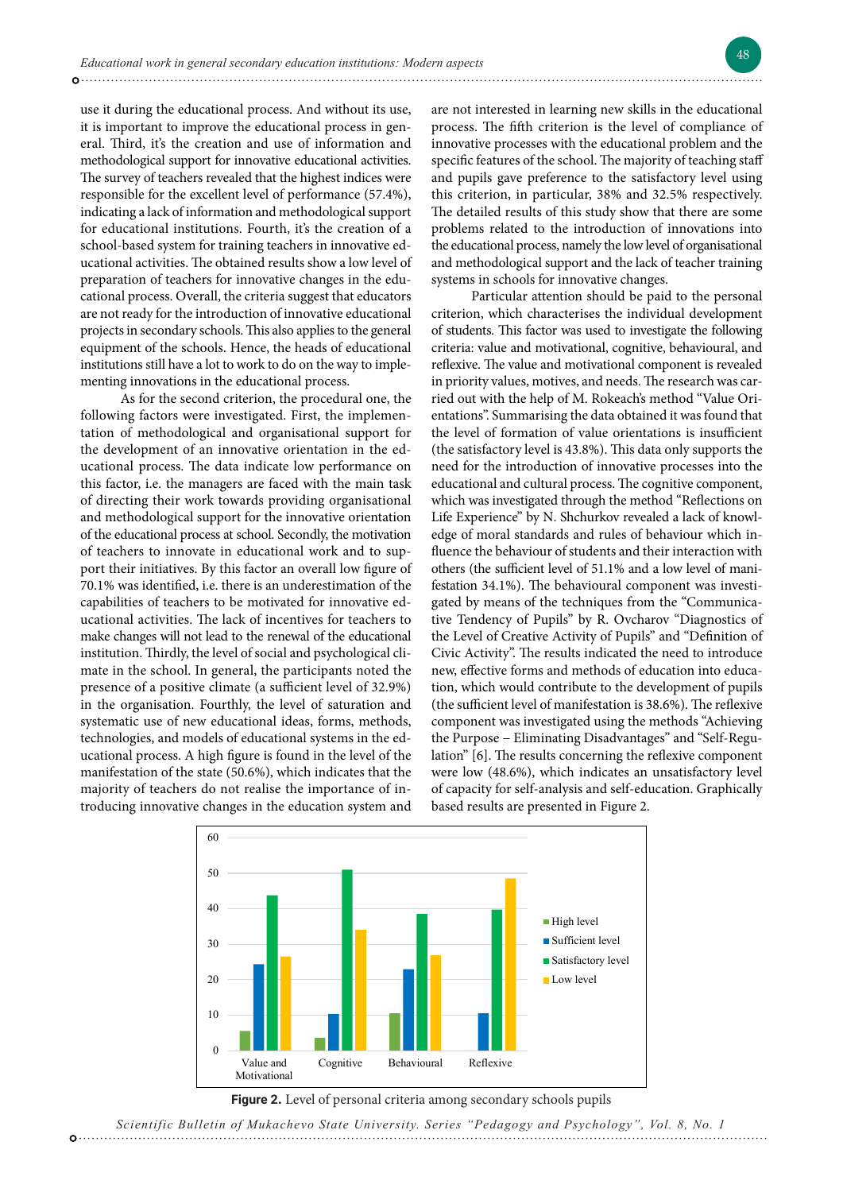use it during the educational process. And without its use, it is important to improve the educational process in general. Third, it's the creation and use of information and methodological support for innovative educational activities. The survey of teachers revealed that the highest indices were responsible for the excellent level of performance (57.4%), indicating a lack of information and methodological support for educational institutions. Fourth, it's the creation of a school-based system for training teachers in innovative educational activities. The obtained results show a low level of preparation of teachers for innovative changes in the educational process. Overall, the criteria suggest that educators are not ready for the introduction of innovative educational projects in secondary schools. This also applies to the general equipment of the schools. Hence, the heads of educational institutions still have a lot to work to do on the way to implementing innovations in the educational process.

As for the second criterion, the procedural one, the following factors were investigated. First, the implementation of methodological and organisational support for the development of an innovative orientation in the educational process. The data indicate low performance on this factor, i.e. the managers are faced with the main task of directing their work towards providing organisational and methodological support for the innovative orientation of the educational process at school. Secondly, the motivation of teachers to innovate in educational work and to support their initiatives. By this factor an overall low figure of 70.1% was identified, i.e. there is an underestimation of the capabilities of teachers to be motivated for innovative educational activities. The lack of incentives for teachers to make changes will not lead to the renewal of the educational institution. Thirdly, the level of social and psychological climate in the school. In general, the participants noted the presence of a positive climate (a sufficient level of 32.9%) in the organisation. Fourthly, the level of saturation and systematic use of new educational ideas, forms, methods, technologies, and models of educational systems in the educational process. A high figure is found in the level of the manifestation of the state (50.6%), which indicates that the majority of teachers do not realise the importance of introducing innovative changes in the education system and are not interested in learning new skills in the educational process. The fifth criterion is the level of compliance of innovative processes with the educational problem and the specific features of the school. The majority of teaching staff and pupils gave preference to the satisfactory level using this criterion, in particular, 38% and 32.5% respectively. The detailed results of this study show that there are some problems related to the introduction of innovations into the educational process, namely the low level of organisational and methodological support and the lack of teacher training systems in schools for innovative changes.

Particular attention should be paid to the personal criterion, which characterises the individual development of students. This factor was used to investigate the following criteria: value and motivational, cognitive, behavioural, and reflexive. The value and motivational component is revealed in priority values, motives, and needs. The research was carried out with the help of M. Rokeach's method "Value Orientations". Summarising the data obtained it was found that the level of formation of value orientations is insufficient (the satisfactory level is 43.8%). This data only supports the need for the introduction of innovative processes into the educational and cultural process. The cognitive component, which was investigated through the method "Reflections on Life Experience" by N. Shchurkov revealed a lack of knowledge of moral standards and rules of behaviour which influence the behaviour of students and their interaction with others (the sufficient level of 51.1% and a low level of manifestation 34.1%). The behavioural component was investigated by means of the techniques from the "Communicative Tendency of Pupils" by R. Ovcharov "Diagnostics of the Level of Creative Activity of Pupils" and "Definition of Civic Activity". The results indicated the need to introduce new, effective forms and methods of education into education, which would contribute to the development of pupils (the sufficient level of manifestation is 38.6%). The reflexive component was investigated using the methods "Achieving the Purpose – Eliminating Disadvantages" and "Self-Regulation" [6]. The results concerning the reflexive component were low (48.6%), which indicates an unsatisfactory level of capacity for self-analysis and self-education. Graphically based results are presented in Figure 2.

**Figure 2.** Level of personal criteria among secondary schools pupils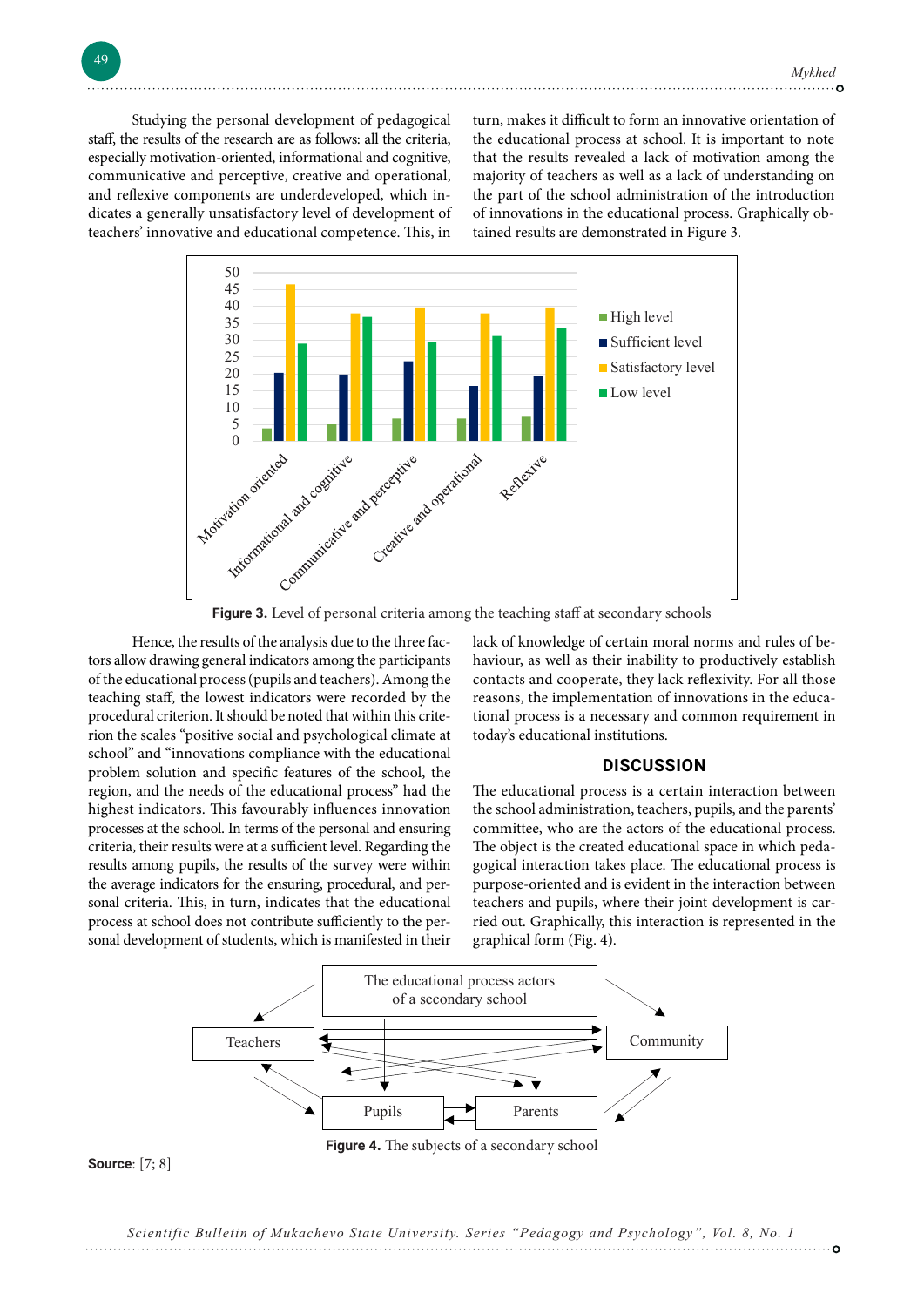Studying the personal development of pedagogical staff, the results of the research are as follows: all the criteria, especially motivation-oriented, informational and cognitive, communicative and perceptive, creative and operational, and reflexive components are underdeveloped, which indicates a generally unsatisfactory level of development of teachers' innovative and educational competence. This, in turn, makes it difficult to form an innovative orientation of the educational process at school. It is important to note that the results revealed a lack of motivation among the majority of teachers as well as a lack of understanding on the part of the school administration of the introduction of innovations in the educational process. Graphically obtained results are demonstrated in Figure 3.

**Figure 3.** Level of personal criteria among the teaching staff at secondary schools

Hence, the results of the analysis due to the three factors allow drawing general indicators among the participants of the educational process (pupils and teachers). Among the teaching staff, the lowest indicators were recorded by the procedural criterion. It should be noted that within this criterion the scales "positive social and psychological climate at school" and "innovations compliance with the educational problem solution and specific features of the school, the region, and the needs of the educational process" had the highest indicators. This favourably influences innovation processes at the school. In terms of the personal and ensuring criteria, their results were at a sufficient level. Regarding the results among pupils, the results of the survey were within the average indicators for the ensuring, procedural, and personal criteria. This, in turn, indicates that the educational process at school does not contribute sufficiently to the personal development of students, which is manifested in their lack of knowledge of certain moral norms and rules of behaviour, as well as their inability to productively establish contacts and cooperate, they lack reflexivity. For all those reasons, the implementation of innovations in the educational process is a necessary and common requirement in today's educational institutions.

## DISCUSSION

The educational process is a certain interaction between the school administration, teachers, pupils, and the parents' committee, who are the actors of the educational process. The object is the created educational space in which pedagogical interaction takes place. The educational process is purpose-oriented and is evident in the interaction between teachers and pupils, where their joint development is carried out. Graphically, this interaction is represented in the graphical form (Fig. 4).

**Figure 4.** The subjects of a secondary school

**Source**: [7; 8]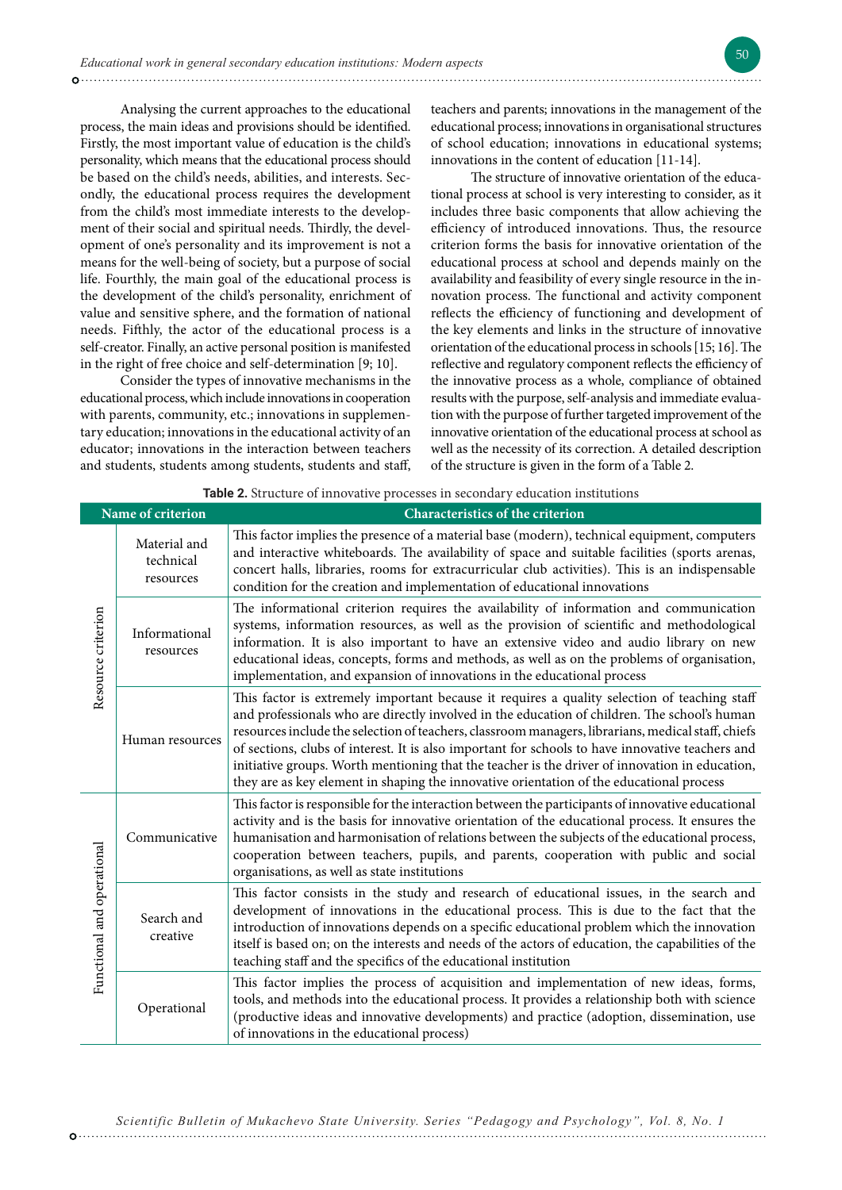Analysing the current approaches to the educational process, the main ideas and provisions should be identified. Firstly, the most important value of education is the child's personality, which means that the educational process should be based on the child's needs, abilities, and interests. Secondly, the educational process requires the development from the child's most immediate interests to the development of their social and spiritual needs. Thirdly, the development of one's personality and its improvement is not a means for the well-being of society, but a purpose of social life. Fourthly, the main goal of the educational process is the development of the child's personality, enrichment of value and sensitive sphere, and the formation of national needs. Fifthly, the actor of the educational process is a self-creator. Finally, an active personal position is manifested in the right of free choice and self-determination [9; 10].

Consider the types of innovative mechanisms in the educational process, which include innovations in cooperation with parents, community, etc.; innovations in supplementary education; innovations in the educational activity of an educator; innovations in the interaction between teachers and students, students among students, students and staff, teachers and parents; innovations in the management of the educational process; innovations in organisational structures of school education; innovations in educational systems; innovations in the content of education [11-14].

The structure of innovative orientation of the educational process at school is very interesting to consider, as it includes three basic components that allow achieving the efficiency of introduced innovations. Thus, the resource criterion forms the basis for innovative orientation of the educational process at school and depends mainly on the availability and feasibility of every single resource in the innovation process. The functional and activity component reflects the efficiency of functioning and development of the key elements and links in the structure of innovative orientation of the educational process in schools [15; 16]. The reflective and regulatory component reflects the efficiency of the innovative process as a whole, compliance of obtained results with the purpose, self-analysis and immediate evaluation with the purpose of further targeted improvement of the innovative orientation of the educational process at school as well as the necessity of its correction. A detailed description of the structure is given in the form of a Table 2.

**Table 2.** Structure of innovative processes in secondary education institutions

| Name of criterion | | Characteristics of the criterion |
|---|---|---|
| Resource criterion | Material and technical resources | This factor implies the presence of a material base (modern), technical equipment, computers and interactive whiteboards. The availability of space and suitable facilities (sports arenas, concert halls, libraries, rooms for extracurricular club activities). This is an indispensable condition for the creation and implementation of educational innovations |
| | Informational resources | The informational criterion requires the availability of information and communication systems, information resources, as well as the provision of scientific and methodological information. It is also important to have an extensive video and audio library on new educational ideas, concepts, forms and methods, as well as on the problems of organisation, implementation, and expansion of innovations in the educational process |
| | Human resources | This factor is extremely important because it requires a quality selection of teaching staff and professionals who are directly involved in the education of children. The school's human resources include the selection of teachers, classroom managers, librarians, medical staff, chiefs of sections, clubs of interest. It is also important for schools to have innovative teachers and initiative groups. Worth mentioning that the teacher is the driver of innovation in education, they are as key element in shaping the innovative orientation of the educational process |
| Functional and operational | Communicative | This factor is responsible for the interaction between the participants of innovative educational activity and is the basis for innovative orientation of the educational process. It ensures the humanisation and harmonisation of relations between the subjects of the educational process, cooperation between teachers, pupils, and parents, cooperation with public and social organisations, as well as state institutions |
| | Search and creative | This factor consists in the study and research of educational issues, in the search and development of innovations in the educational process. This is due to the fact that the introduction of innovations depends on a specific educational problem which the innovation itself is based on; on the interests and needs of the actors of education, the capabilities of the teaching staff and the specifics of the educational institution |
| | Operational | This factor implies the process of acquisition and implementation of new ideas, forms, tools, and methods into the educational process. It provides a relationship both with science (productive ideas and innovative developments) and practice (adoption, dissemination, use of innovations in the educational process) |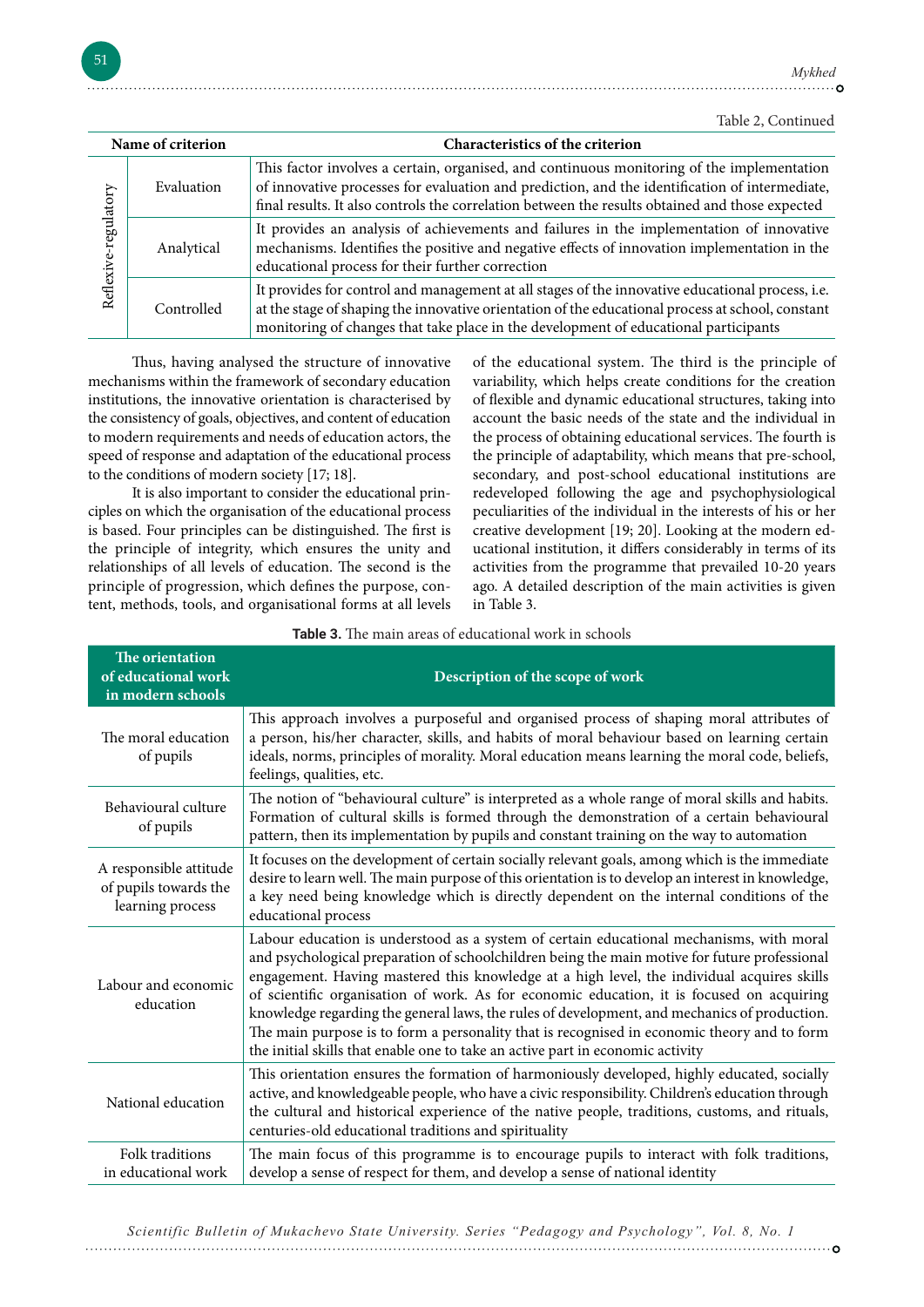Table 2, Continued

| Name of criterion | | Characteristics of the criterion |
|---|---|---|
| Reflexive-regulatory | Evaluation | This factor involves a certain, organised, and continuous monitoring of the implementation of innovative processes for evaluation and prediction, and the identification of intermediate, final results. It also controls the correlation between the results obtained and those expected |
| | Analytical | It provides an analysis of achievements and failures in the implementation of innovative mechanisms. Identifies the positive and negative effects of innovation implementation in the educational process for their further correction |
| | Controlled | It provides for control and management at all stages of the innovative educational process, i.e. at the stage of shaping the innovative orientation of the educational process at school, constant monitoring of changes that take place in the development of educational participants |

Thus, having analysed the structure of innovative mechanisms within the framework of secondary education institutions, the innovative orientation is characterised by the consistency of goals, objectives, and content of education to modern requirements and needs of education actors, the speed of response and adaptation of the educational process to the conditions of modern society [17; 18].

It is also important to consider the educational principles on which the organisation of the educational process is based. Four principles can be distinguished. The first is the principle of integrity, which ensures the unity and relationships of all levels of education. The second is the principle of progression, which defines the purpose, content, methods, tools, and organisational forms at all levels of the educational system. The third is the principle of variability, which helps create conditions for the creation of flexible and dynamic educational structures, taking into account the basic needs of the state and the individual in the process of obtaining educational services. The fourth is the principle of adaptability, which means that pre-school, secondary, and post-school educational institutions are redeveloped following the age and psychophysiological peculiarities of the individual in the interests of his or her creative development [19; 20]. Looking at the modern educational institution, it differs considerably in terms of its activities from the programme that prevailed 10-20 years ago. A detailed description of the main activities is given in Table 3.

**Table 3.** The main areas of educational work in schools

| The orientation of educational work in modern schools | Description of the scope of work |
|---|---|
| The moral education of pupils | This approach involves a purposeful and organised process of shaping moral attributes of a person, his/her character, skills, and habits of moral behaviour based on learning certain ideals, norms, principles of morality. Moral education means learning the moral code, beliefs, feelings, qualities, etc. |
| Behavioural culture of pupils | The notion of "behavioural culture" is interpreted as a whole range of moral skills and habits. Formation of cultural skills is formed through the demonstration of a certain behavioural pattern, then its implementation by pupils and constant training on the way to automation |
| A responsible attitude of pupils towards the learning process | It focuses on the development of certain socially relevant goals, among which is the immediate desire to learn well. The main purpose of this orientation is to develop an interest in knowledge, a key need being knowledge which is directly dependent on the internal conditions of the educational process |
| Labour and economic education | Labour education is understood as a system of certain educational mechanisms, with moral and psychological preparation of schoolchildren being the main motive for future professional engagement. Having mastered this knowledge at a high level, the individual acquires skills of scientific organisation of work. As for economic education, it is focused on acquiring knowledge regarding the general laws, the rules of development, and mechanics of production. The main purpose is to form a personality that is recognised in economic theory and to form the initial skills that enable one to take an active part in economic activity |
| National education | This orientation ensures the formation of harmoniously developed, highly educated, socially active, and knowledgeable people, who have a civic responsibility. Children's education through the cultural and historical experience of the native people, traditions, customs, and rituals, centuries-old educational traditions and spirituality |
| Folk traditions in educational work | The main focus of this programme is to encourage pupils to interact with folk traditions, develop a sense of respect for them, and develop a sense of national identity |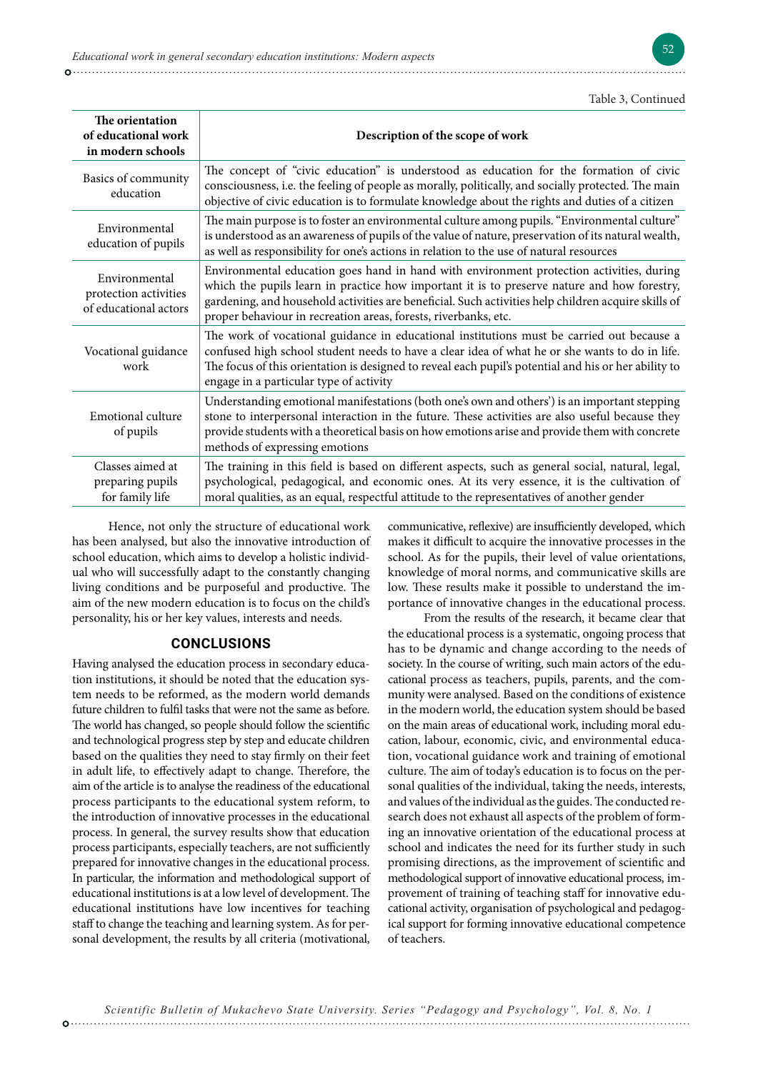Table 3, Continued

| The orientation of educational work in modern schools | Description of the scope of work |
|---|---|
| Basics of community education | The concept of "civic education" is understood as education for the formation of civic consciousness, i.e. the feeling of people as morally, politically, and socially protected. The main objective of civic education is to formulate knowledge about the rights and duties of a citizen |
| Environmental education of pupils | The main purpose is to foster an environmental culture among pupils. "Environmental culture" is understood as an awareness of pupils of the value of nature, preservation of its natural wealth, as well as responsibility for one's actions in relation to the use of natural resources |
| Environmental protection activities of educational actors | Environmental education goes hand in hand with environment protection activities, during which the pupils learn in practice how important it is to preserve nature and how forestry, gardening, and household activities are beneficial. Such activities help children acquire skills of proper behaviour in recreation areas, forests, riverbanks, etc. |
| Vocational guidance work | The work of vocational guidance in educational institutions must be carried out because a confused high school student needs to have a clear idea of what he or she wants to do in life. The focus of this orientation is designed to reveal each pupil's potential and his or her ability to engage in a particular type of activity |
| Emotional culture of pupils | Understanding emotional manifestations (both one's own and others') is an important stepping stone to interpersonal interaction in the future. These activities are also useful because they provide students with a theoretical basis on how emotions arise and provide them with concrete methods of expressing emotions |
| Classes aimed at preparing pupils for family life | The training in this field is based on different aspects, such as general social, natural, legal, psychological, pedagogical, and economic ones. At its very essence, it is the cultivation of moral qualities, as an equal, respectful attitude to the representatives of another gender |

Hence, not only the structure of educational work has been analysed, but also the innovative introduction of school education, which aims to develop a holistic individual who will successfully adapt to the constantly changing living conditions and be purposeful and productive. The aim of the new modern education is to focus on the child's personality, his or her key values, interests and needs.

## CONCLUSIONS

Having analysed the education process in secondary education institutions, it should be noted that the education system needs to be reformed, as the modern world demands future children to fulfil tasks that were not the same as before. The world has changed, so people should follow the scientific and technological progress step by step and educate children based on the qualities they need to stay firmly on their feet in adult life, to effectively adapt to change. Therefore, the aim of the article is to analyse the readiness of the educational process participants to the educational system reform, to the introduction of innovative processes in the educational process. In general, the survey results show that education process participants, especially teachers, are not sufficiently prepared for innovative changes in the educational process. In particular, the information and methodological support of educational institutions is at a low level of development. The educational institutions have low incentives for teaching staff to change the teaching and learning system. As for personal development, the results by all criteria (motivational, communicative, reflexive) are insufficiently developed, which makes it difficult to acquire the innovative processes in the school. As for the pupils, their level of value orientations, knowledge of moral norms, and communicative skills are low. These results make it possible to understand the importance of innovative changes in the educational process.

From the results of the research, it became clear that the educational process is a systematic, ongoing process that has to be dynamic and change according to the needs of society. In the course of writing, such main actors of the educational process as teachers, pupils, parents, and the community were analysed. Based on the conditions of existence in the modern world, the education system should be based on the main areas of educational work, including moral education, labour, economic, civic, and environmental education, vocational guidance work and training of emotional culture. The aim of today's education is to focus on the personal qualities of the individual, taking the needs, interests, and values of the individual as the guides. The conducted research does not exhaust all aspects of the problem of forming an innovative orientation of the educational process at school and indicates the need for its further study in such promising directions, as the improvement of scientific and methodological support of innovative educational process, improvement of training of teaching staff for innovative educational activity, organisation of psychological and pedagogical support for forming innovative educational competence of teachers.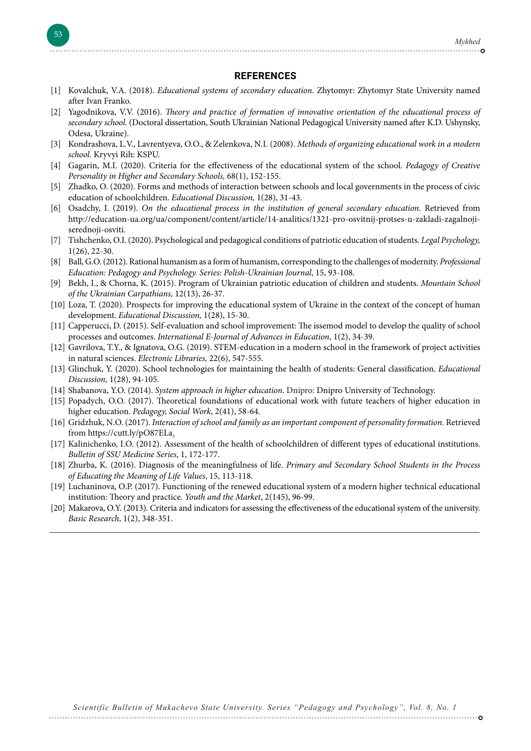## REFERENCES

[1] Kovalchuk, V.A. (2018). *Educational systems of secondary education*. Zhytomyr: Zhytomyr State University named after Ivan Franko.

[2] Yagodnikova, V.V. (2016). *Theory and practice of formation of innovative orientation of the educational process of secondary school.* (Doctoral dissertation, South Ukrainian National Pedagogical University named after K.D. Ushynsky, Odesa, Ukraine).

[3] Kondrashova, L.V., Lavrentyeva, O.O., & Zelenkova, N.I. (2008). *Methods of organizing educational work in a modern school.* Kryvyi Rih: KSPU.

[4] Gagarin, M.I. (2020). Criteria for the effectiveness of the educational system of the school. *Pedagogy of Creative Personality in Higher and Secondary Schools,* 68(1), 152-155.

[5] Zhadko, O. (2020). Forms and methods of interaction between schools and local governments in the process of civic education of schoolchildren. *Educational Discussion,* 1(28), 31-43.

[6] Osadchy, I. (2019). *On the educational process in the institution of general secondary education.* Retrieved from http://education-ua.org/ua/component/content/article/14-analitics/1321-pro-osvitnij-protses-u-zakladi-zagalnoji-serednoji-osviti.

[7] Tishchenko, O.I. (2020). Psychological and pedagogical conditions of patriotic education of students. *Legal Psychology,* 1(26), 22-30.

[8] Ball, G.O. (2012). Rational humanism as a form of humanism, corresponding to the challenges of modernity. *Professional Education: Pedagogy and Psychology. Series: Polish-Ukrainian Journal*, 15, 93-108.

[9] Bekh, I., & Chorna, K. (2015). Program of Ukrainian patriotic education of children and students. *Mountain School of the Ukrainian Carpathians,* 12(13), 26-37.

[10] Loza, T. (2020). Prospects for improving the educational system of Ukraine in the context of the concept of human development. *Educational Discussion,* 1(28), 15-30.

[11] Capperucci, D. (2015). Self-evaluation and school improvement: The issemod model to develop the quality of school processes and outcomes. *International E-Journal of Advances in Education*, 1(2), 34-39.

[12] Gavrilova, T.Y., & Ignatova, O.G. (2019). STEM-education in a modern school in the framework of project activities in natural sciences. *Electronic Libraries,* 22(6), 547-555.

[13] Glinchuk, Y. (2020). School technologies for maintaining the health of students: General classification. *Educational Discussion,* 1(28), 94-105.

[14] Shabanova, Y.O. (2014). *System approach in higher education*. Dnipro: Dnipro University of Technology.

[15] Popadych, O.O. (2017). Theoretical foundations of educational work with future teachers of higher education in higher education. *Pedagogy, Social Work*, 2(41), 58-64.

[16] Gridzhuk, N.O. (2017). *Interaction of school and family as an important component of personality formation.* Retrieved from https://cutt.ly/pO87ELa.

[17] Kalinichenko, I.O. (2012). Assessment of the health of schoolchildren of different types of educational institutions. *Bulletin of SSU Medicine Series*, 1, 172-177.

[18] Zhurba, K. (2016). Diagnosis of the meaningfulness of life. *Primary and Secondary School Students in the Process of Educating the Meaning of Life Values*, 15, 113-118.

[19] Luchaninova, O.P. (2017). Functioning of the renewed educational system of a modern higher technical educational institution: Theory and practice. *Youth and the Market*, 2(145), 96-99.

[20] Makarova, O.Y. (2013). Criteria and indicators for assessing the effectiveness of the educational system of the university. *Basic Research*, 1(2), 348-351.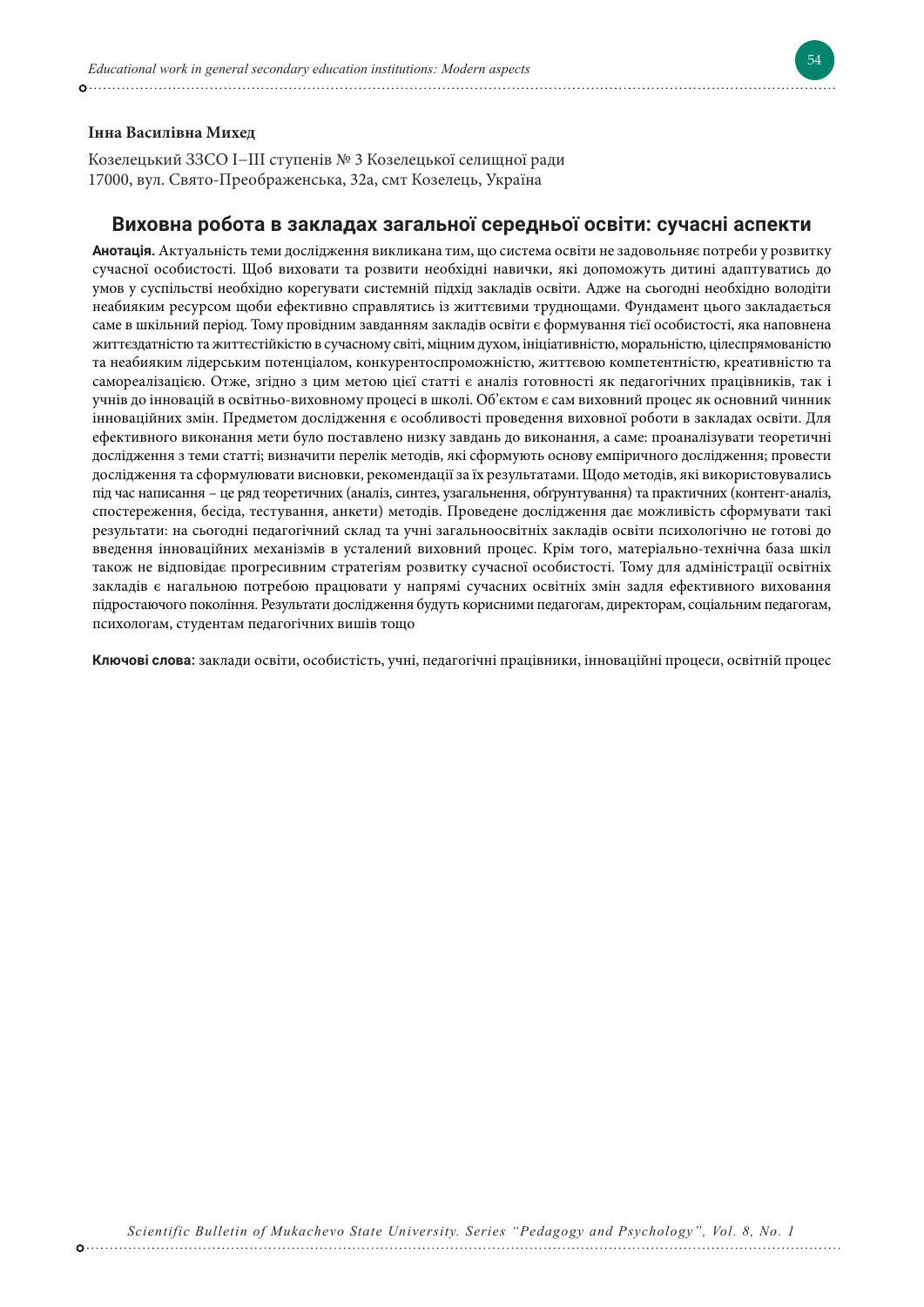**Інна Василівна Михед**

Козелецький ЗЗСО І–ІІІ ступенів № 3 Козелецької селищної ради
17000, вул. Свято-Преображенська, 32а, смт Козелець, Україна

## Виховна робота в закладах загальної середньої освіти: сучасні аспекти

**Анотація.** Актуальність теми дослідження викликана тим, що система освіти не задовольняє потреби у розвитку сучасної особистості. Щоб виховати та розвити необхідні навички, які допоможуть дитині адаптуватись до умов у суспільстві необхідно корегувати системній підхід закладів освіти. Адже на сьогодні необхідно володіти неабияким ресурсом щоби ефективно справлятись із життєвими труднощами. Фундамент цього закладається саме в шкільний період. Тому провідним завданням закладів освіти є формування тієї особистості, яка наповнена життєздатністю та життєстійкістю в сучасному світі, міцним духом, ініціативністю, моральністю, цілеспрямованістю та неабияким лідерським потенціалом, конкурентоспроможністю, життєвою компетентністю, креативністю та самореалізацією. Отже, згідно з цим метою цієї статті є аналіз готовності як педагогічних працівників, так і учнів до інновацій в освітньо-виховному процесі в школі. Об'єктом є сам виховний процес як основний чинник інноваційних змін. Предметом дослідження є особливості проведення виховної роботи в закладах освіти. Для ефективного виконання мети було поставлено низку завдань до виконання, а саме: проаналізувати теоретичні дослідження з теми статті; визначити перелік методів, які сформують основу емпіричного дослідження; провести дослідження та сформулювати висновки, рекомендації за їх результатами. Щодо методів, які використовувались під час написання – це ряд теоретичних (аналіз, синтез, узагальнення, обґрунтування) та практичних (контент-аналіз, спостереження, бесіда, тестування, анкети) методів. Проведене дослідження дає можливість сформувати такі результати: на сьогодні педагогічний склад та учні загальноосвітніх закладів освіти психологічно не готові до введення інноваційних механізмів в усталений виховний процес. Крім того, матеріально-технічна база шкіл також не відповідає прогресивним стратегіям розвитку сучасної особистості. Тому для адміністрації освітніх закладів є нагальною потребою працювати у напрямі сучасних освітніх змін задля ефективного виховання підростаючого покоління. Результати дослідження будуть корисними педагогам, директорам, соціальним педагогам, психологам, студентам педагогічних вишів тощо

**Ключові слова:** заклади освіти, особистість, учні, педагогічні працівники, інноваційні процеси, освітній процес